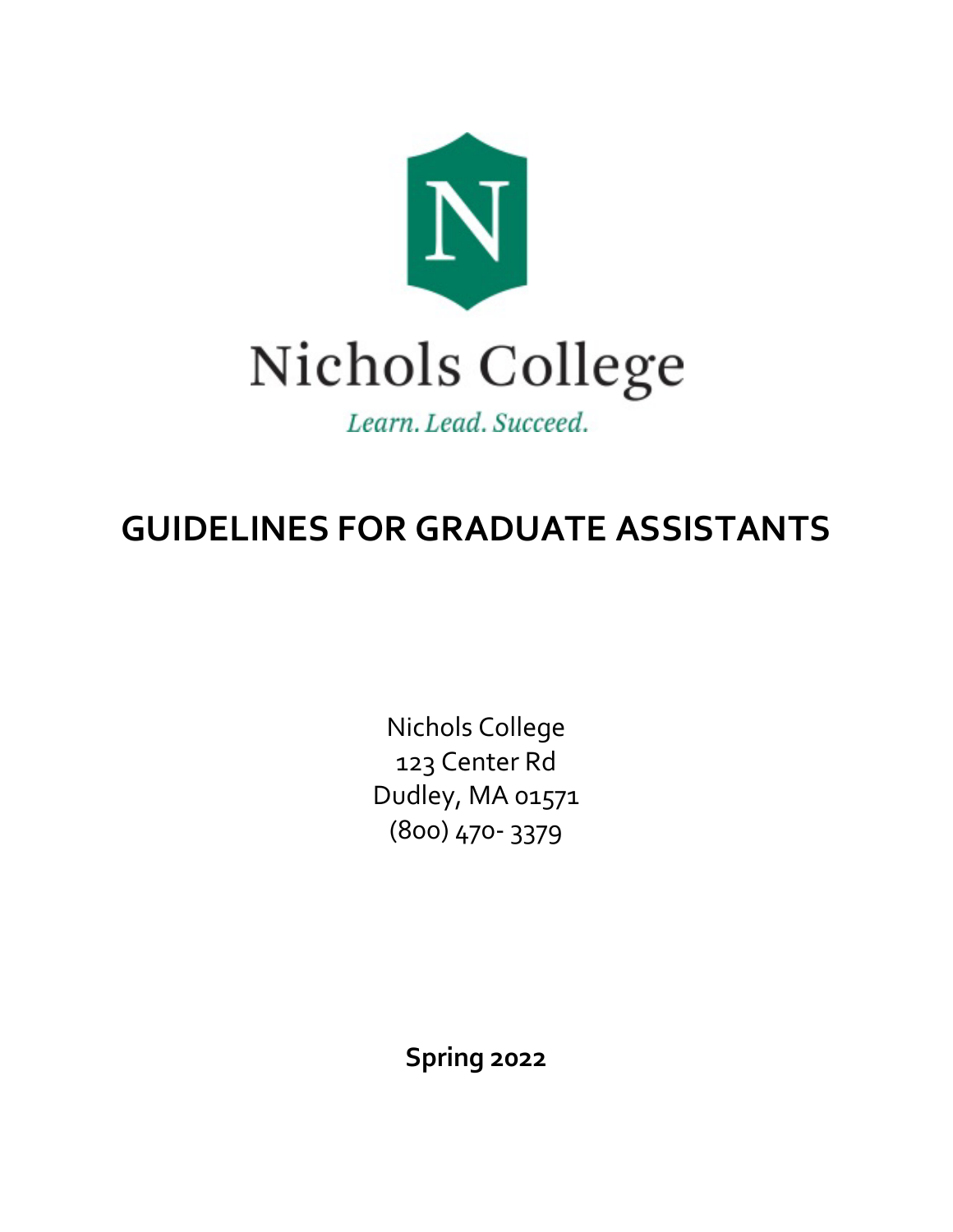Nichols College

*Learn. Lead. Succeed.*

# GUIDELINES FOR GRADUATE ASSISTANTS

Nichols College
123 Center Rd
Dudley, MA 01571
(800) 470- 3379

**Spring 2022**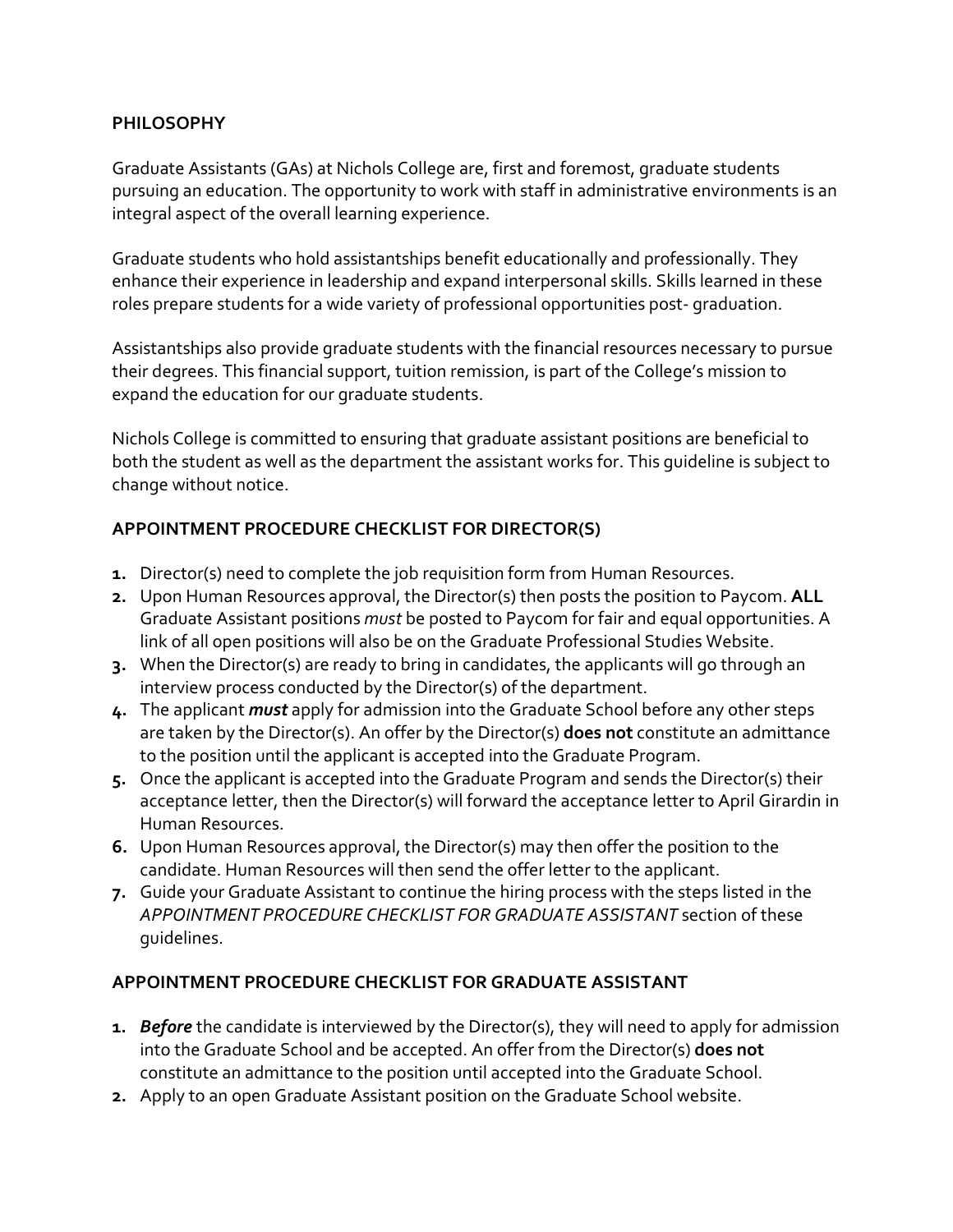## PHILOSOPHY

Graduate Assistants (GAs) at Nichols College are, first and foremost, graduate students pursuing an education. The opportunity to work with staff in administrative environments is an integral aspect of the overall learning experience.

Graduate students who hold assistantships benefit educationally and professionally. They enhance their experience in leadership and expand interpersonal skills. Skills learned in these roles prepare students for a wide variety of professional opportunities post- graduation.

Assistantships also provide graduate students with the financial resources necessary to pursue their degrees. This financial support, tuition remission, is part of the College's mission to expand the education for our graduate students.

Nichols College is committed to ensuring that graduate assistant positions are beneficial to both the student as well as the department the assistant works for. This guideline is subject to change without notice.

## APPOINTMENT PROCEDURE CHECKLIST FOR DIRECTOR(S)

1. Director(s) need to complete the job requisition form from Human Resources.
2. Upon Human Resources approval, the Director(s) then posts the position to Paycom. **ALL** Graduate Assistant positions *must* be posted to Paycom for fair and equal opportunities. A link of all open positions will also be on the Graduate Professional Studies Website.
3. When the Director(s) are ready to bring in candidates, the applicants will go through an interview process conducted by the Director(s) of the department.
4. The applicant ***must*** apply for admission into the Graduate School before any other steps are taken by the Director(s). An offer by the Director(s) **does not** constitute an admittance to the position until the applicant is accepted into the Graduate Program.
5. Once the applicant is accepted into the Graduate Program and sends the Director(s) their acceptance letter, then the Director(s) will forward the acceptance letter to April Girardin in Human Resources.
6. Upon Human Resources approval, the Director(s) may then offer the position to the candidate. Human Resources will then send the offer letter to the applicant.
7. Guide your Graduate Assistant to continue the hiring process with the steps listed in the *APPOINTMENT PROCEDURE CHECKLIST FOR GRADUATE ASSISTANT* section of these guidelines.

## APPOINTMENT PROCEDURE CHECKLIST FOR GRADUATE ASSISTANT

1. ***Before*** the candidate is interviewed by the Director(s), they will need to apply for admission into the Graduate School and be accepted. An offer from the Director(s) **does not** constitute an admittance to the position until accepted into the Graduate School.
2. Apply to an open Graduate Assistant position on the Graduate School website.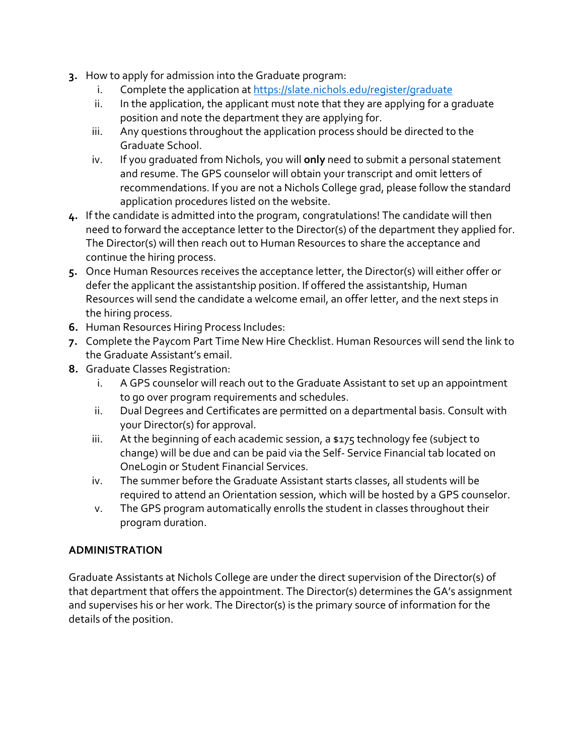3. How to apply for admission into the Graduate program:
   i. Complete the application at [https://slate.nichols.edu/register/graduate](https://slate.nichols.edu/register/graduate)
   ii. In the application, the applicant must note that they are applying for a graduate position and note the department they are applying for.
   iii. Any questions throughout the application process should be directed to the Graduate School.
   iv. If you graduated from Nichols, you will **only** need to submit a personal statement and resume. The GPS counselor will obtain your transcript and omit letters of recommendations. If you are not a Nichols College grad, please follow the standard application procedures listed on the website.
4. If the candidate is admitted into the program, congratulations! The candidate will then need to forward the acceptance letter to the Director(s) of the department they applied for. The Director(s) will then reach out to Human Resources to share the acceptance and continue the hiring process.
5. Once Human Resources receives the acceptance letter, the Director(s) will either offer or defer the applicant the assistantship position. If offered the assistantship, Human Resources will send the candidate a welcome email, an offer letter, and the next steps in the hiring process.
6. Human Resources Hiring Process Includes:
7. Complete the Paycom Part Time New Hire Checklist. Human Resources will send the link to the Graduate Assistant's email.
8. Graduate Classes Registration:
   i. A GPS counselor will reach out to the Graduate Assistant to set up an appointment to go over program requirements and schedules.
   ii. Dual Degrees and Certificates are permitted on a departmental basis. Consult with your Director(s) for approval.
   iii. At the beginning of each academic session, a $175 technology fee (subject to change) will be due and can be paid via the Self- Service Financial tab located on OneLogin or Student Financial Services.
   iv. The summer before the Graduate Assistant starts classes, all students will be required to attend an Orientation session, which will be hosted by a GPS counselor.
   v. The GPS program automatically enrolls the student in classes throughout their program duration.

**ADMINISTRATION**

Graduate Assistants at Nichols College are under the direct supervision of the Director(s) of that department that offers the appointment. The Director(s) determines the GA's assignment and supervises his or her work. The Director(s) is the primary source of information for the details of the position.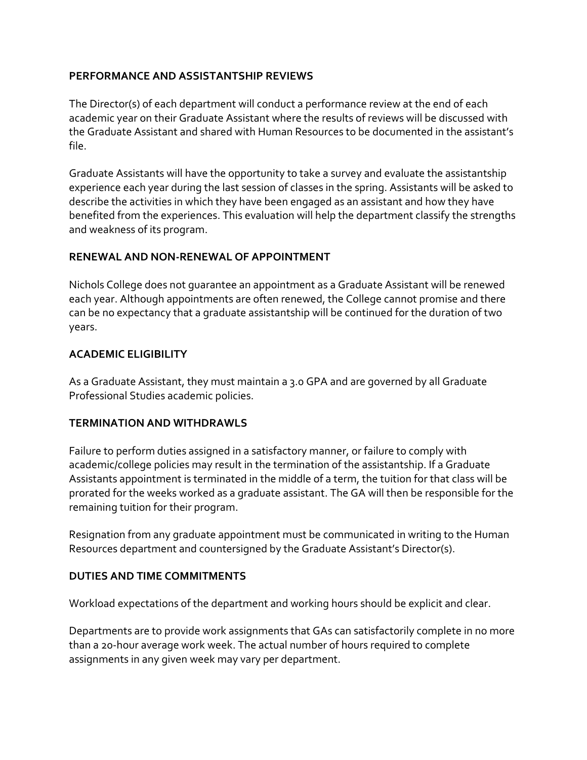## PERFORMANCE AND ASSISTANTSHIP REVIEWS

The Director(s) of each department will conduct a performance review at the end of each academic year on their Graduate Assistant where the results of reviews will be discussed with the Graduate Assistant and shared with Human Resources to be documented in the assistant's file.

Graduate Assistants will have the opportunity to take a survey and evaluate the assistantship experience each year during the last session of classes in the spring. Assistants will be asked to describe the activities in which they have been engaged as an assistant and how they have benefited from the experiences. This evaluation will help the department classify the strengths and weakness of its program.

## RENEWAL AND NON-RENEWAL OF APPOINTMENT

Nichols College does not guarantee an appointment as a Graduate Assistant will be renewed each year. Although appointments are often renewed, the College cannot promise and there can be no expectancy that a graduate assistantship will be continued for the duration of two years.

## ACADEMIC ELIGIBILITY

As a Graduate Assistant, they must maintain a 3.0 GPA and are governed by all Graduate Professional Studies academic policies.

## TERMINATION AND WITHDRAWLS

Failure to perform duties assigned in a satisfactory manner, or failure to comply with academic/college policies may result in the termination of the assistantship. If a Graduate Assistants appointment is terminated in the middle of a term, the tuition for that class will be prorated for the weeks worked as a graduate assistant. The GA will then be responsible for the remaining tuition for their program.

Resignation from any graduate appointment must be communicated in writing to the Human Resources department and countersigned by the Graduate Assistant's Director(s).

## DUTIES AND TIME COMMITMENTS

Workload expectations of the department and working hours should be explicit and clear.

Departments are to provide work assignments that GAs can satisfactorily complete in no more than a 20-hour average work week. The actual number of hours required to complete assignments in any given week may vary per department.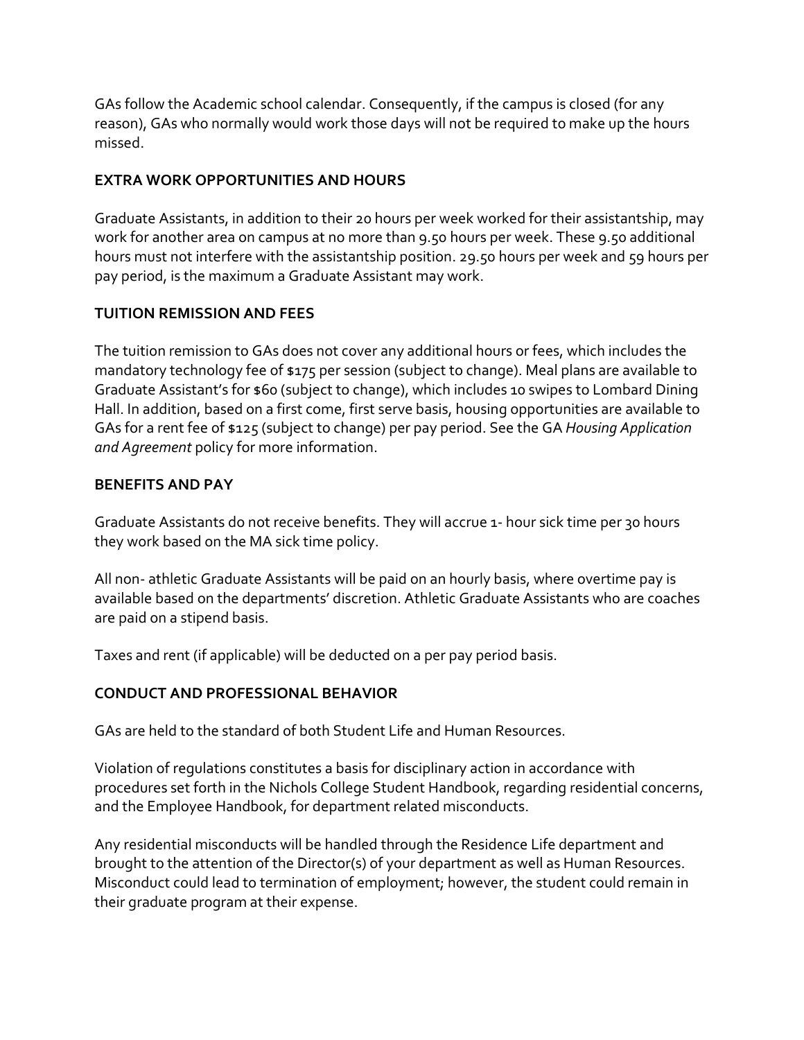GAs follow the Academic school calendar. Consequently, if the campus is closed (for any reason), GAs who normally would work those days will not be required to make up the hours missed.

**EXTRA WORK OPPORTUNITIES AND HOURS**

Graduate Assistants, in addition to their 20 hours per week worked for their assistantship, may work for another area on campus at no more than 9.50 hours per week. These 9.50 additional hours must not interfere with the assistantship position. 29.50 hours per week and 59 hours per pay period, is the maximum a Graduate Assistant may work.

**TUITION REMISSION AND FEES**

The tuition remission to GAs does not cover any additional hours or fees, which includes the mandatory technology fee of $175 per session (subject to change). Meal plans are available to Graduate Assistant's for $60 (subject to change), which includes 10 swipes to Lombard Dining Hall. In addition, based on a first come, first serve basis, housing opportunities are available to GAs for a rent fee of $125 (subject to change) per pay period. See the GA *Housing Application and Agreement* policy for more information.

**BENEFITS AND PAY**

Graduate Assistants do not receive benefits. They will accrue 1- hour sick time per 30 hours they work based on the MA sick time policy.

All non- athletic Graduate Assistants will be paid on an hourly basis, where overtime pay is available based on the departments' discretion. Athletic Graduate Assistants who are coaches are paid on a stipend basis.

Taxes and rent (if applicable) will be deducted on a per pay period basis.

**CONDUCT AND PROFESSIONAL BEHAVIOR**

GAs are held to the standard of both Student Life and Human Resources.

Violation of regulations constitutes a basis for disciplinary action in accordance with procedures set forth in the Nichols College Student Handbook, regarding residential concerns, and the Employee Handbook, for department related misconducts.

Any residential misconducts will be handled through the Residence Life department and brought to the attention of the Director(s) of your department as well as Human Resources. Misconduct could lead to termination of employment; however, the student could remain in their graduate program at their expense.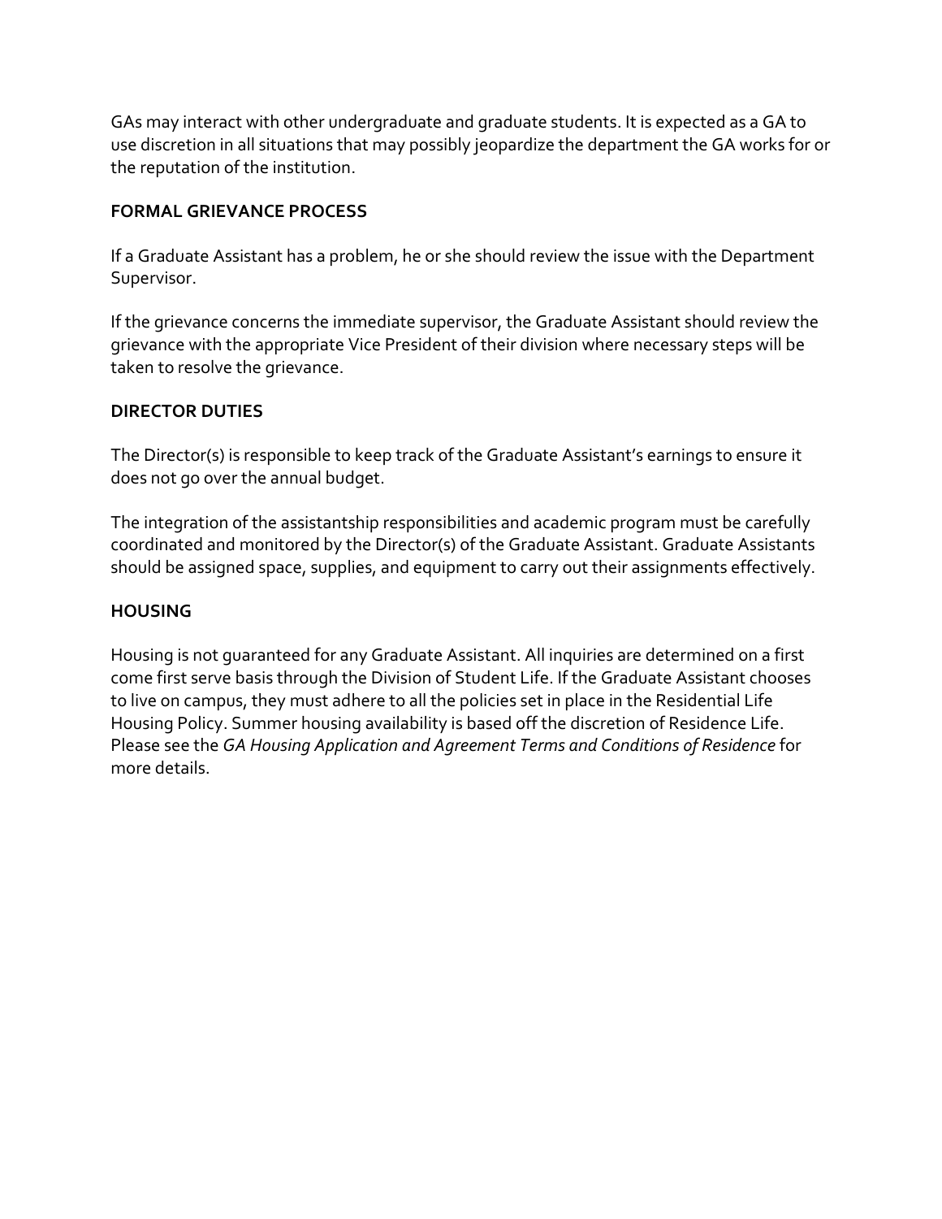GAs may interact with other undergraduate and graduate students. It is expected as a GA to use discretion in all situations that may possibly jeopardize the department the GA works for or the reputation of the institution.

**FORMAL GRIEVANCE PROCESS**

If a Graduate Assistant has a problem, he or she should review the issue with the Department Supervisor.

If the grievance concerns the immediate supervisor, the Graduate Assistant should review the grievance with the appropriate Vice President of their division where necessary steps will be taken to resolve the grievance.

**DIRECTOR DUTIES**

The Director(s) is responsible to keep track of the Graduate Assistant's earnings to ensure it does not go over the annual budget.

The integration of the assistantship responsibilities and academic program must be carefully coordinated and monitored by the Director(s) of the Graduate Assistant. Graduate Assistants should be assigned space, supplies, and equipment to carry out their assignments effectively.

**HOUSING**

Housing is not guaranteed for any Graduate Assistant. All inquiries are determined on a first come first serve basis through the Division of Student Life. If the Graduate Assistant chooses to live on campus, they must adhere to all the policies set in place in the Residential Life Housing Policy. Summer housing availability is based off the discretion of Residence Life. Please see the *GA Housing Application and Agreement Terms and Conditions of Residence* for more details.